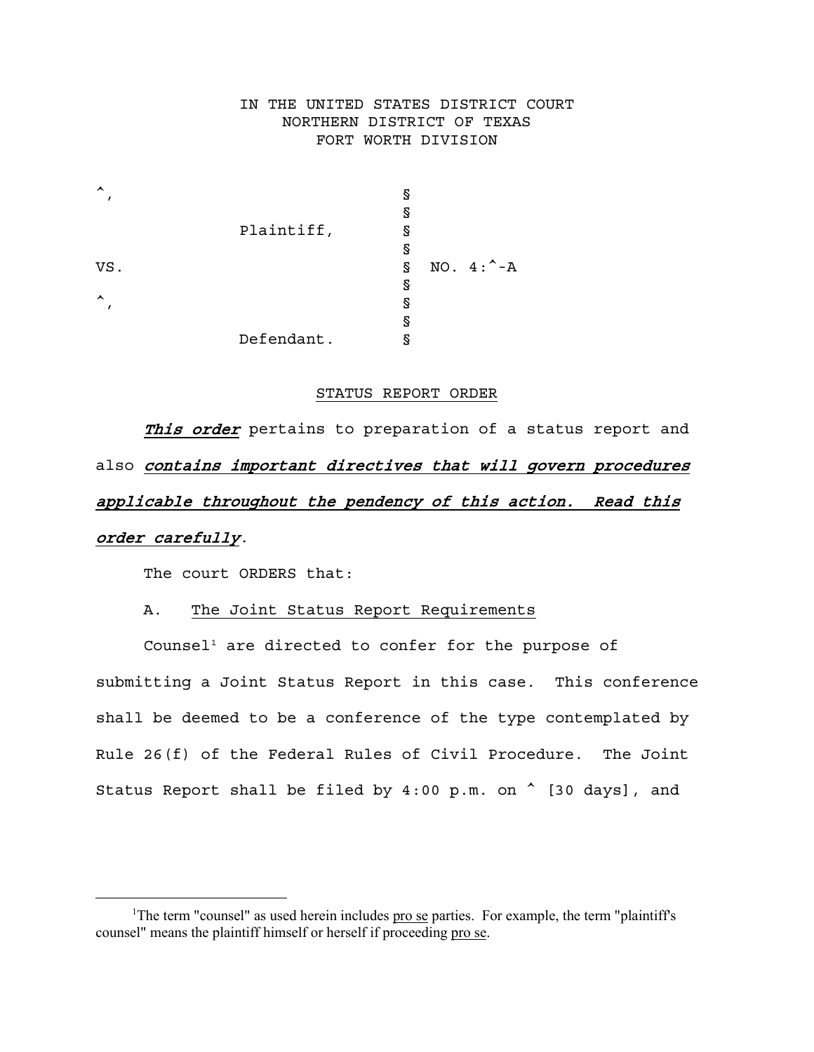IN THE UNITED STATES DISTRICT COURT
NORTHERN DISTRICT OF TEXAS
FORT WORTH DIVISION

| | | | |
|---|---|---|---|
| ^, | | § | |
| | | § | |
| | Plaintiff, | § | |
| | | § | |
| VS. | | § | NO. 4:^-A |
| | | § | |
| ^, | | § | |
| | | § | |
| | Defendant. | § | |

STATUS REPORT ORDER

***This order*** pertains to preparation of a status report and also ***contains important directives that will govern procedures applicable throughout the pendency of this action. Read this order carefully.***

The court ORDERS that:

A. The Joint Status Report Requirements

Counsel[1] are directed to confer for the purpose of submitting a Joint Status Report in this case. This conference shall be deemed to be a conference of the type contemplated by Rule 26(f) of the Federal Rules of Civil Procedure. The Joint Status Report shall be filed by 4:00 p.m. on ^ [30 days], and

[1] The term "counsel" as used herein includes pro se parties. For example, the term "plaintiff's counsel" means the plaintiff himself or herself if proceeding pro se.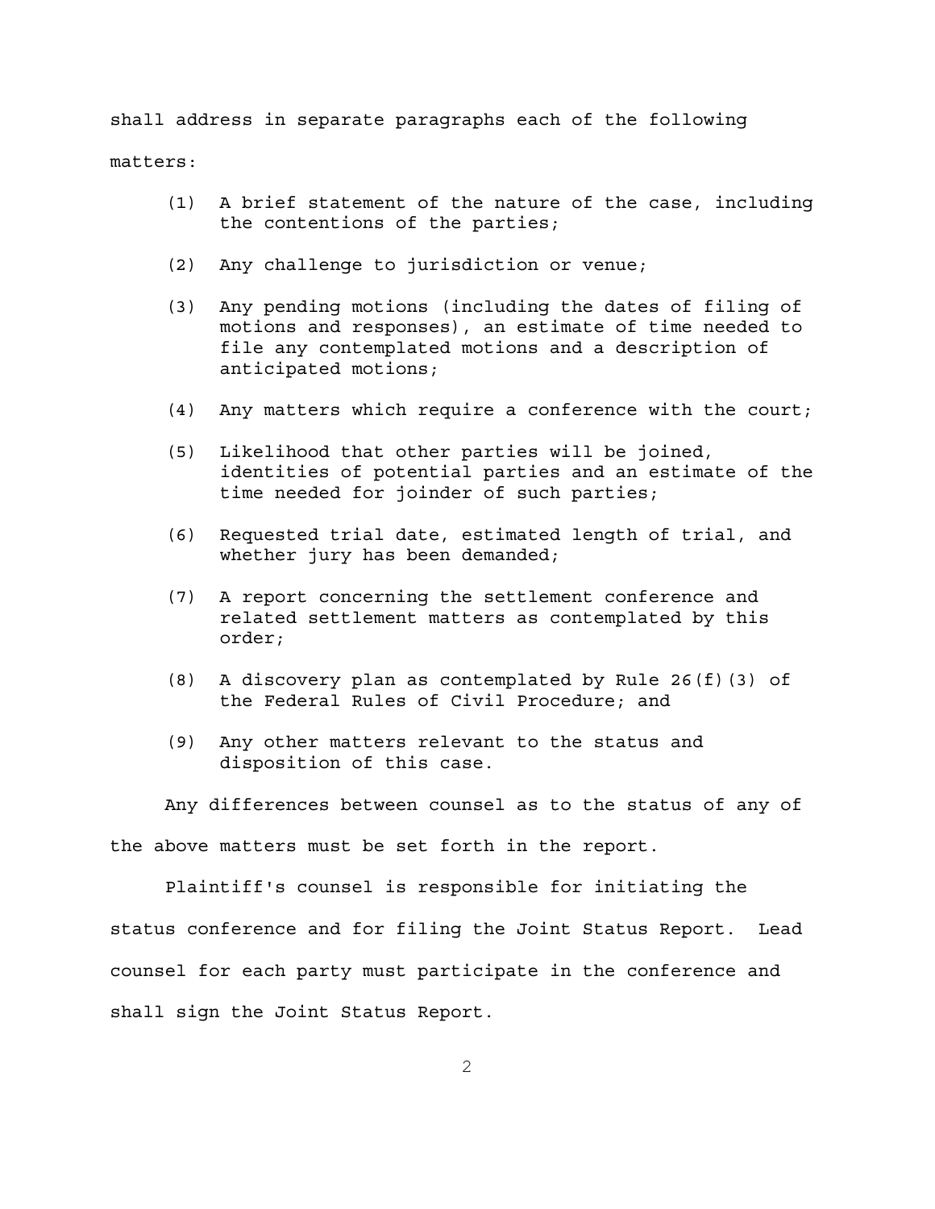shall address in separate paragraphs each of the following matters:

(1) A brief statement of the nature of the case, including the contentions of the parties;

(2) Any challenge to jurisdiction or venue;

(3) Any pending motions (including the dates of filing of motions and responses), an estimate of time needed to file any contemplated motions and a description of anticipated motions;

(4) Any matters which require a conference with the court;

(5) Likelihood that other parties will be joined, identities of potential parties and an estimate of the time needed for joinder of such parties;

(6) Requested trial date, estimated length of trial, and whether jury has been demanded;

(7) A report concerning the settlement conference and related settlement matters as contemplated by this order;

(8) A discovery plan as contemplated by Rule 26(f)(3) of the Federal Rules of Civil Procedure; and

(9) Any other matters relevant to the status and disposition of this case.

Any differences between counsel as to the status of any of the above matters must be set forth in the report.

Plaintiff's counsel is responsible for initiating the status conference and for filing the Joint Status Report. Lead counsel for each party must participate in the conference and shall sign the Joint Status Report.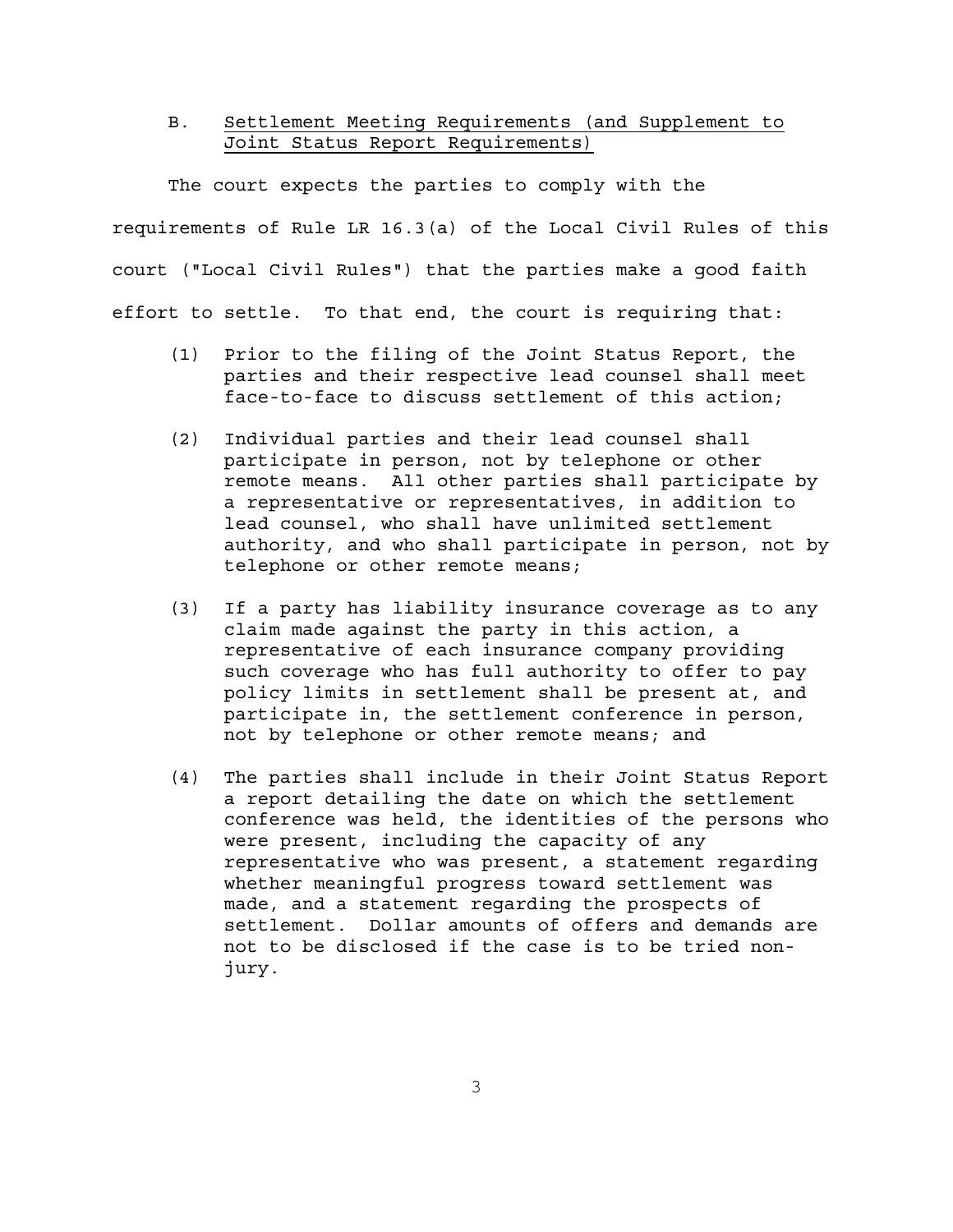### B. Settlement Meeting Requirements (and Supplement to Joint Status Report Requirements)

The court expects the parties to comply with the requirements of Rule LR 16.3(a) of the Local Civil Rules of this court ("Local Civil Rules") that the parties make a good faith effort to settle. To that end, the court is requiring that:

(1) Prior to the filing of the Joint Status Report, the parties and their respective lead counsel shall meet face-to-face to discuss settlement of this action;

(2) Individual parties and their lead counsel shall participate in person, not by telephone or other remote means. All other parties shall participate by a representative or representatives, in addition to lead counsel, who shall have unlimited settlement authority, and who shall participate in person, not by telephone or other remote means;

(3) If a party has liability insurance coverage as to any claim made against the party in this action, a representative of each insurance company providing such coverage who has full authority to offer to pay policy limits in settlement shall be present at, and participate in, the settlement conference in person, not by telephone or other remote means; and

(4) The parties shall include in their Joint Status Report a report detailing the date on which the settlement conference was held, the identities of the persons who were present, including the capacity of any representative who was present, a statement regarding whether meaningful progress toward settlement was made, and a statement regarding the prospects of settlement. Dollar amounts of offers and demands are not to be disclosed if the case is to be tried non-jury.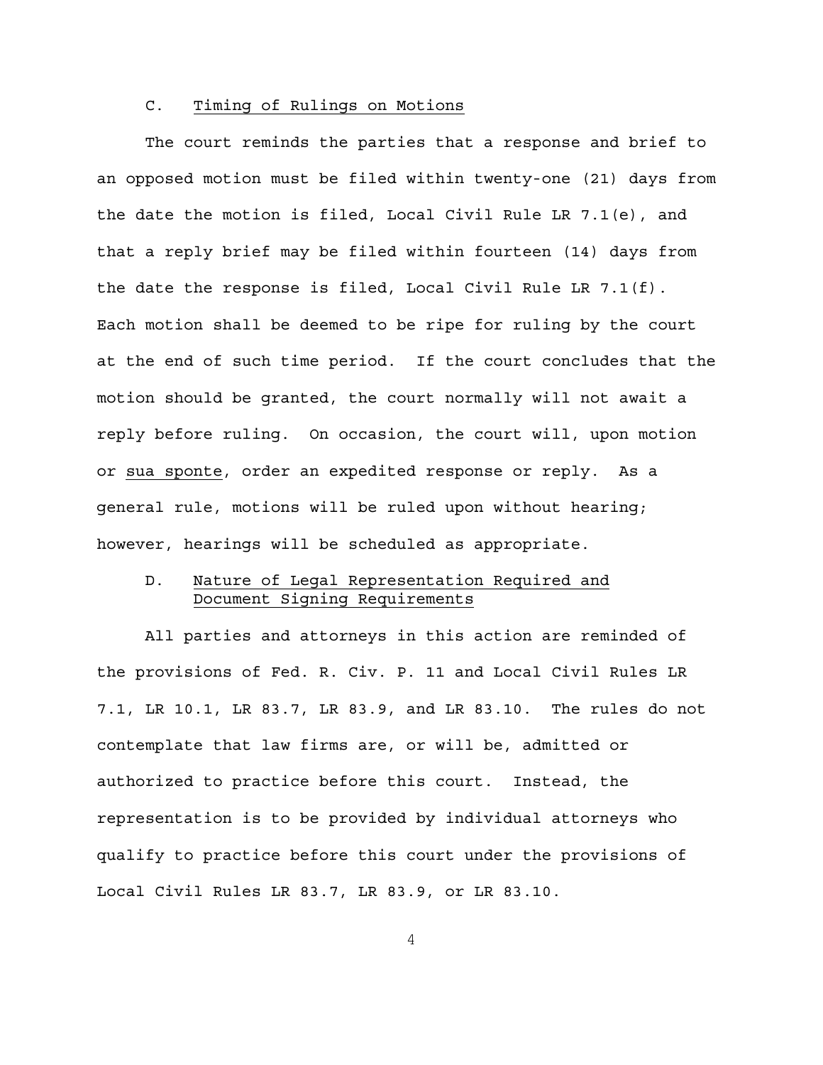### C. Timing of Rulings on Motions

The court reminds the parties that a response and brief to an opposed motion must be filed within twenty-one (21) days from the date the motion is filed, Local Civil Rule LR 7.1(e), and that a reply brief may be filed within fourteen (14) days from the date the response is filed, Local Civil Rule LR 7.1(f). Each motion shall be deemed to be ripe for ruling by the court at the end of such time period. If the court concludes that the motion should be granted, the court normally will not await a reply before ruling. On occasion, the court will, upon motion or *sua sponte*, order an expedited response or reply. As a general rule, motions will be ruled upon without hearing; however, hearings will be scheduled as appropriate.

### D. Nature of Legal Representation Required and Document Signing Requirements

All parties and attorneys in this action are reminded of the provisions of Fed. R. Civ. P. 11 and Local Civil Rules LR 7.1, LR 10.1, LR 83.7, LR 83.9, and LR 83.10. The rules do not contemplate that law firms are, or will be, admitted or authorized to practice before this court. Instead, the representation is to be provided by individual attorneys who qualify to practice before this court under the provisions of Local Civil Rules LR 83.7, LR 83.9, or LR 83.10.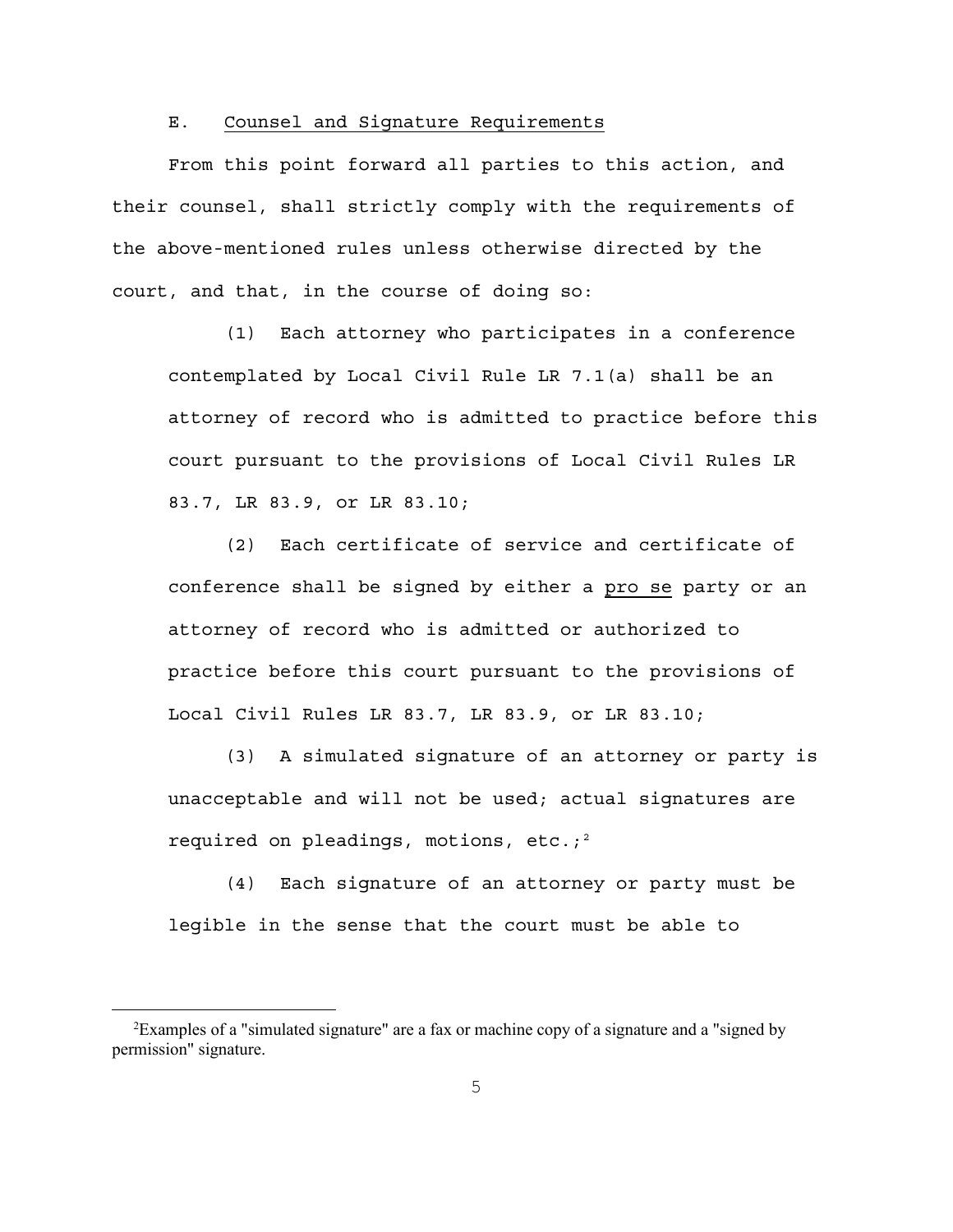E. Counsel and Signature Requirements

From this point forward all parties to this action, and their counsel, shall strictly comply with the requirements of the above-mentioned rules unless otherwise directed by the court, and that, in the course of doing so:

(1) Each attorney who participates in a conference contemplated by Local Civil Rule LR 7.1(a) shall be an attorney of record who is admitted to practice before this court pursuant to the provisions of Local Civil Rules LR 83.7, LR 83.9, or LR 83.10;

(2) Each certificate of service and certificate of conference shall be signed by either a pro se party or an attorney of record who is admitted or authorized to practice before this court pursuant to the provisions of Local Civil Rules LR 83.7, LR 83.9, or LR 83.10;

(3) A simulated signature of an attorney or party is unacceptable and will not be used; actual signatures are required on pleadings, motions, etc.;[2]

(4) Each signature of an attorney or party must be legible in the sense that the court must be able to

[2] Examples of a "simulated signature" are a fax or machine copy of a signature and a "signed by permission" signature.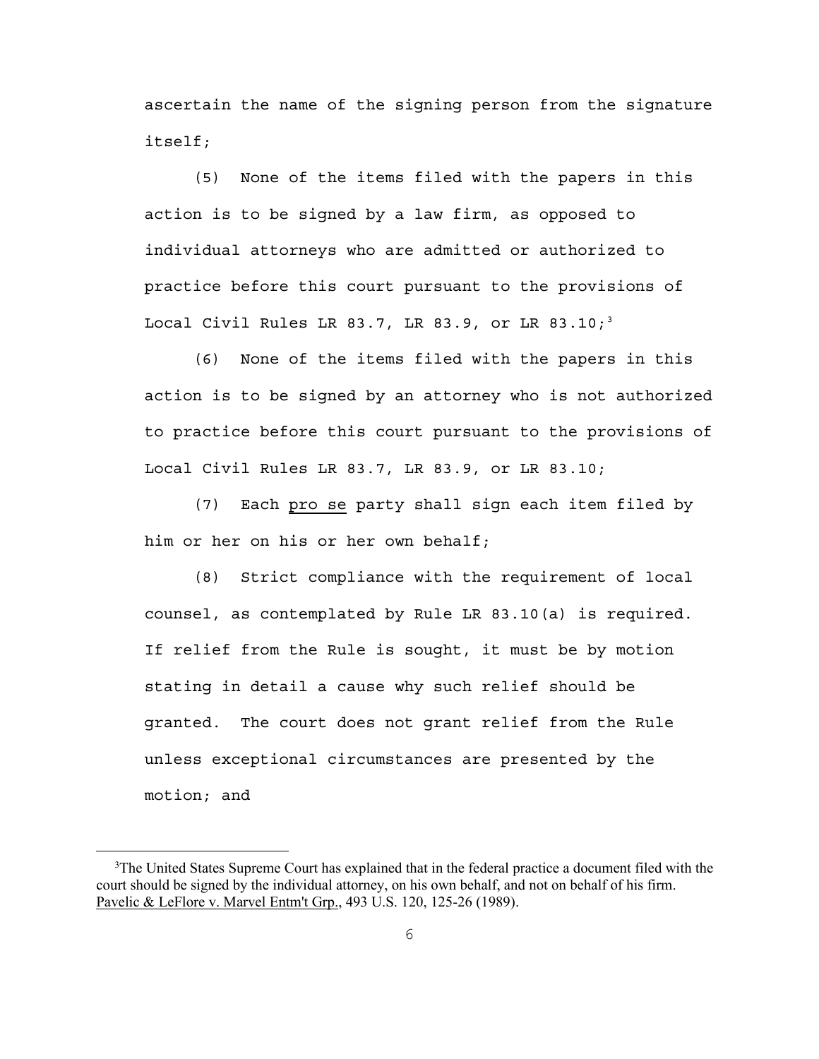ascertain the name of the signing person from the signature itself;

(5) None of the items filed with the papers in this action is to be signed by a law firm, as opposed to individual attorneys who are admitted or authorized to practice before this court pursuant to the provisions of Local Civil Rules LR 83.7, LR 83.9, or LR 83.10;[3]

(6) None of the items filed with the papers in this action is to be signed by an attorney who is not authorized to practice before this court pursuant to the provisions of Local Civil Rules LR 83.7, LR 83.9, or LR 83.10;

(7) Each pro se party shall sign each item filed by him or her on his or her own behalf;

(8) Strict compliance with the requirement of local counsel, as contemplated by Rule LR 83.10(a) is required. If relief from the Rule is sought, it must be by motion stating in detail a cause why such relief should be granted. The court does not grant relief from the Rule unless exceptional circumstances are presented by the motion; and

---

[3] The United States Supreme Court has explained that in the federal practice a document filed with the court should be signed by the individual attorney, on his own behalf, and not on behalf of his firm. Pavelic & LeFlore v. Marvel Entm't Grp., 493 U.S. 120, 125-26 (1989).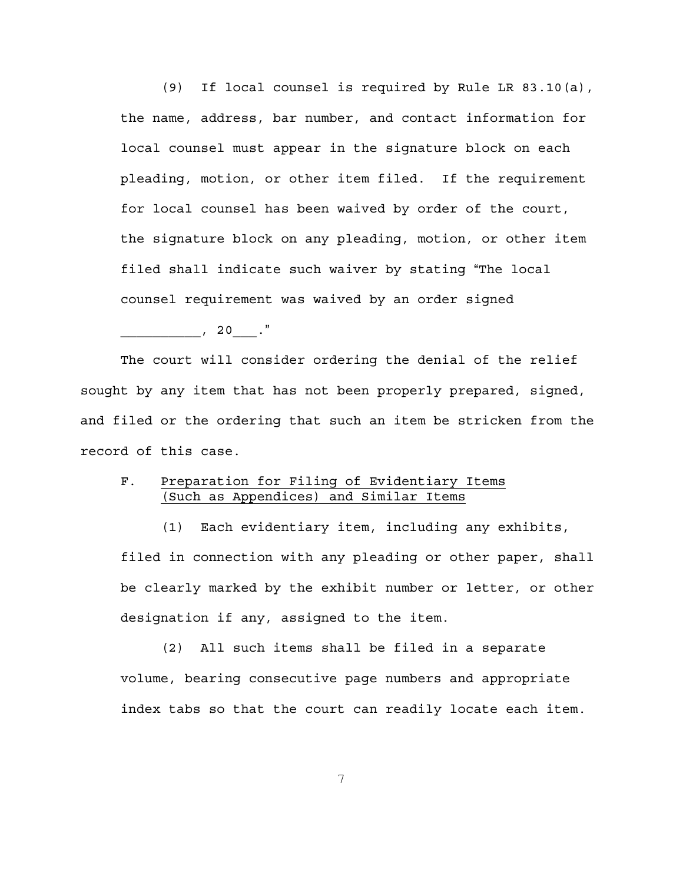(9) If local counsel is required by Rule LR 83.10(a), the name, address, bar number, and contact information for local counsel must appear in the signature block on each pleading, motion, or other item filed. If the requirement for local counsel has been waived by order of the court, the signature block on any pleading, motion, or other item filed shall indicate such waiver by stating "The local counsel requirement was waived by an order signed __________, 20___."

The court will consider ordering the denial of the relief sought by any item that has not been properly prepared, signed, and filed or the ordering that such an item be stricken from the record of this case.

F. Preparation for Filing of Evidentiary Items (Such as Appendices) and Similar Items

(1) Each evidentiary item, including any exhibits, filed in connection with any pleading or other paper, shall be clearly marked by the exhibit number or letter, or other designation if any, assigned to the item.

(2) All such items shall be filed in a separate volume, bearing consecutive page numbers and appropriate index tabs so that the court can readily locate each item.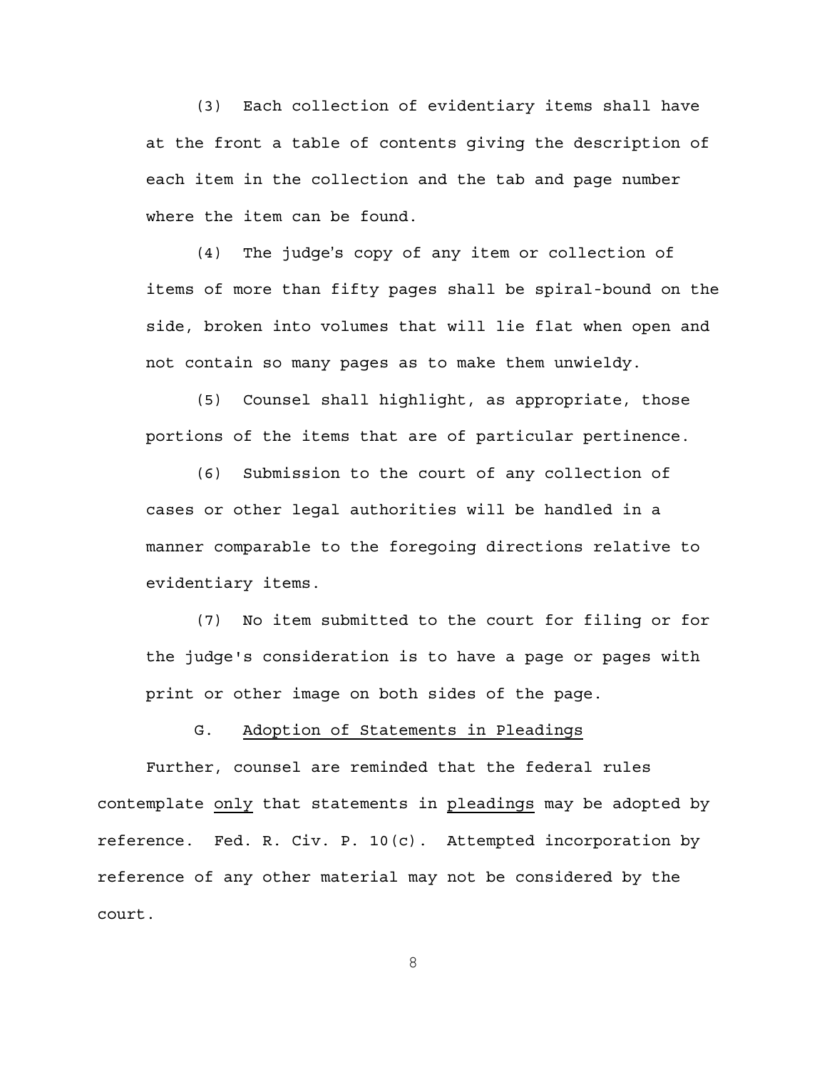(3) Each collection of evidentiary items shall have at the front a table of contents giving the description of each item in the collection and the tab and page number where the item can be found.

(4) The judge's copy of any item or collection of items of more than fifty pages shall be spiral-bound on the side, broken into volumes that will lie flat when open and not contain so many pages as to make them unwieldy.

(5) Counsel shall highlight, as appropriate, those portions of the items that are of particular pertinence.

(6) Submission to the court of any collection of cases or other legal authorities will be handled in a manner comparable to the foregoing directions relative to evidentiary items.

(7) No item submitted to the court for filing or for the judge's consideration is to have a page or pages with print or other image on both sides of the page.

G. <u>Adoption of Statements in Pleadings</u>

Further, counsel are reminded that the federal rules contemplate <u>only</u> that statements in <u>pleadings</u> may be adopted by reference. Fed. R. Civ. P. 10(c). Attempted incorporation by reference of any other material may not be considered by the court.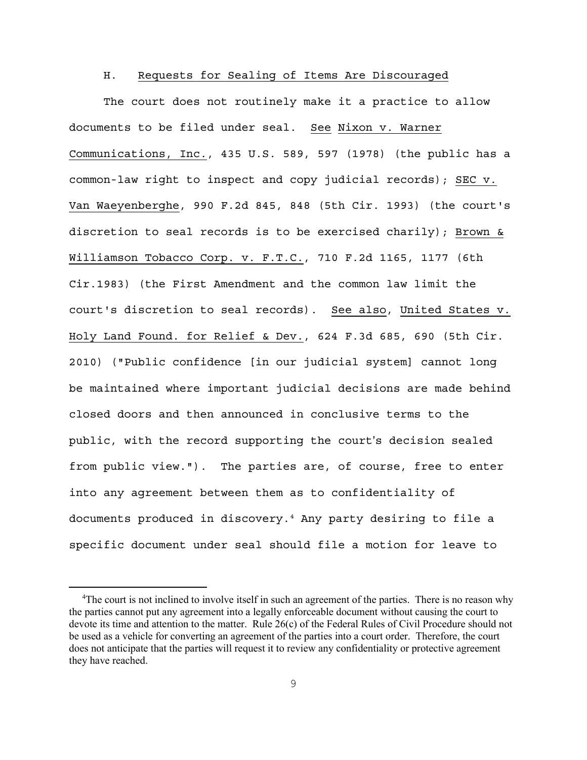### H. Requests for Sealing of Items Are Discouraged

The court does not routinely make it a practice to allow documents to be filed under seal. See Nixon v. Warner Communications, Inc., 435 U.S. 589, 597 (1978) (the public has a common-law right to inspect and copy judicial records); SEC v. Van Waeyenberghe, 990 F.2d 845, 848 (5th Cir. 1993) (the court's discretion to seal records is to be exercised charily); Brown & Williamson Tobacco Corp. v. F.T.C., 710 F.2d 1165, 1177 (6th Cir.1983) (the First Amendment and the common law limit the court's discretion to seal records). See also, United States v. Holy Land Found. for Relief & Dev., 624 F.3d 685, 690 (5th Cir. 2010) ("Public confidence [in our judicial system] cannot long be maintained where important judicial decisions are made behind closed doors and then announced in conclusive terms to the public, with the record supporting the court's decision sealed from public view."). The parties are, of course, free to enter into any agreement between them as to confidentiality of documents produced in discovery.[4] Any party desiring to file a specific document under seal should file a motion for leave to

[4] The court is not inclined to involve itself in such an agreement of the parties. There is no reason why the parties cannot put any agreement into a legally enforceable document without causing the court to devote its time and attention to the matter. Rule 26(c) of the Federal Rules of Civil Procedure should not be used as a vehicle for converting an agreement of the parties into a court order. Therefore, the court does not anticipate that the parties will request it to review any confidentiality or protective agreement they have reached.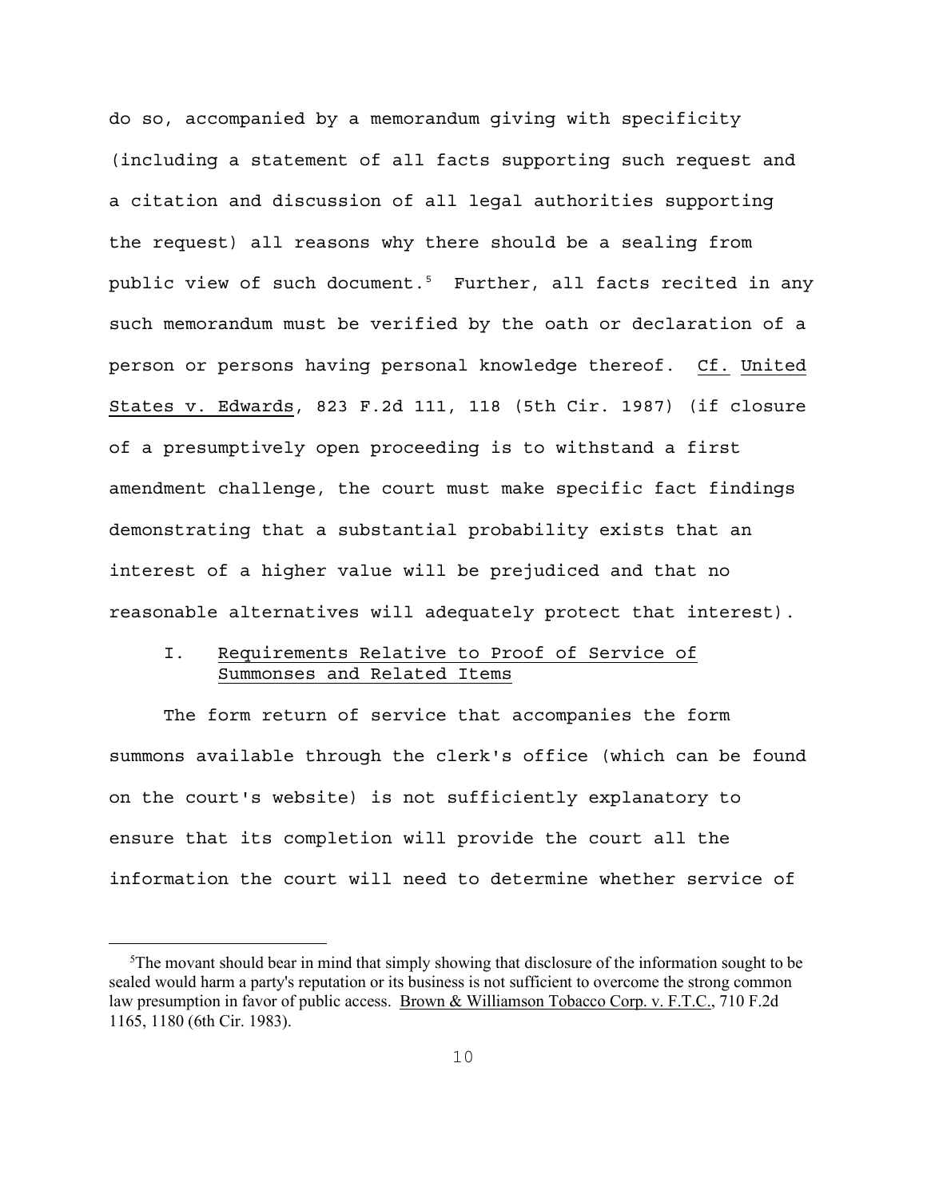do so, accompanied by a memorandum giving with specificity (including a statement of all facts supporting such request and a citation and discussion of all legal authorities supporting the request) all reasons why there should be a sealing from public view of such document.[5] Further, all facts recited in any such memorandum must be verified by the oath or declaration of a person or persons having personal knowledge thereof. Cf. United States v. Edwards, 823 F.2d 111, 118 (5th Cir. 1987) (if closure of a presumptively open proceeding is to withstand a first amendment challenge, the court must make specific fact findings demonstrating that a substantial probability exists that an interest of a higher value will be prejudiced and that no reasonable alternatives will adequately protect that interest).

## I. Requirements Relative to Proof of Service of Summonses and Related Items

The form return of service that accompanies the form summons available through the clerk's office (which can be found on the court's website) is not sufficiently explanatory to ensure that its completion will provide the court all the information the court will need to determine whether service of

---

[5] The movant should bear in mind that simply showing that disclosure of the information sought to be sealed would harm a party's reputation or its business is not sufficient to overcome the strong common law presumption in favor of public access. Brown & Williamson Tobacco Corp. v. F.T.C., 710 F.2d 1165, 1180 (6th Cir. 1983).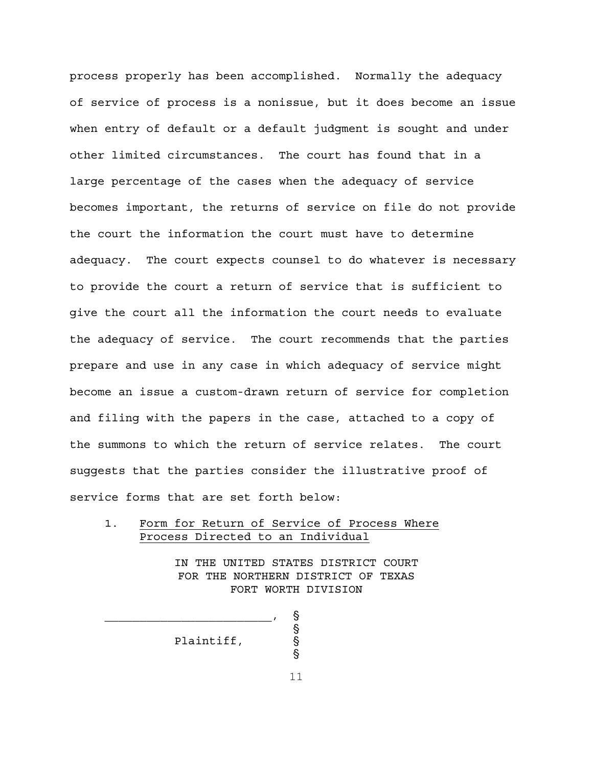process properly has been accomplished. Normally the adequacy of service of process is a nonissue, but it does become an issue when entry of default or a default judgment is sought and under other limited circumstances. The court has found that in a large percentage of the cases when the adequacy of service becomes important, the returns of service on file do not provide the court the information the court must have to determine adequacy. The court expects counsel to do whatever is necessary to provide the court a return of service that is sufficient to give the court all the information the court needs to evaluate the adequacy of service. The court recommends that the parties prepare and use in any case in which adequacy of service might become an issue a custom-drawn return of service for completion and filing with the papers in the case, attached to a copy of the summons to which the return of service relates. The court suggests that the parties consider the illustrative proof of service forms that are set forth below:

1. <u>Form for Return of Service of Process Where Process Directed to an Individual</u>

IN THE UNITED STATES DISTRICT COURT
FOR THE NORTHERN DISTRICT OF TEXAS
FORT WORTH DIVISION

________________________, §
§
Plaintiff, §
§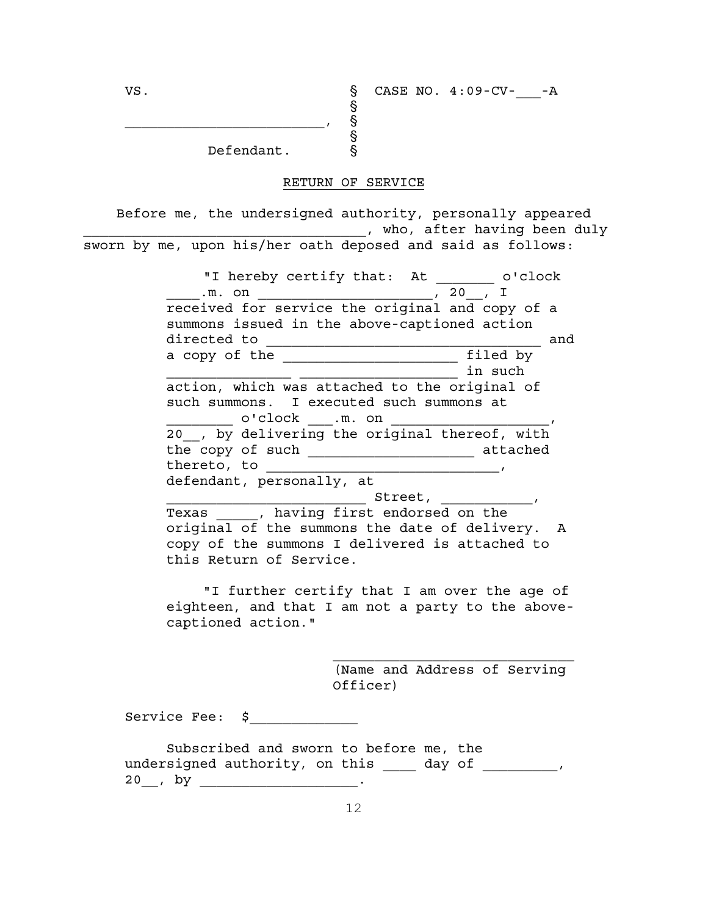VS. § CASE NO. 4:09-CV-___-A
§
_________________________, §
§
Defendant. §

RETURN OF SERVICE

Before me, the undersigned authority, personally appeared ___________________________________, who, after having been duly sworn by me, upon his/her oath deposed and said as follows:

> "I hereby certify that: At _______ o'clock ____.m. on _____________________, 20__, I received for service the original and copy of a summons issued in the above-captioned action directed to __________________________________ and a copy of the _____________________ filed by _______________ ___________________ in such action, which was attached to the original of such summons. I executed such summons at ________ o'clock ___.m. on ___________________, 20__, by delivering the original thereof, with the copy of such ____________________ attached thereto, to _____________________________, defendant, personally, at _________________________ Street, ___________, Texas _____, having first endorsed on the original of the summons the date of delivery. A copy of the summons I delivered is attached to this Return of Service.
>
> "I further certify that I am over the age of eighteen, and that I am not a party to the above-captioned action."

______________________________
(Name and Address of Serving Officer)

Service Fee: $_____________

Subscribed and sworn to before me, the undersigned authority, on this ____ day of _________, 20__, by ___________________.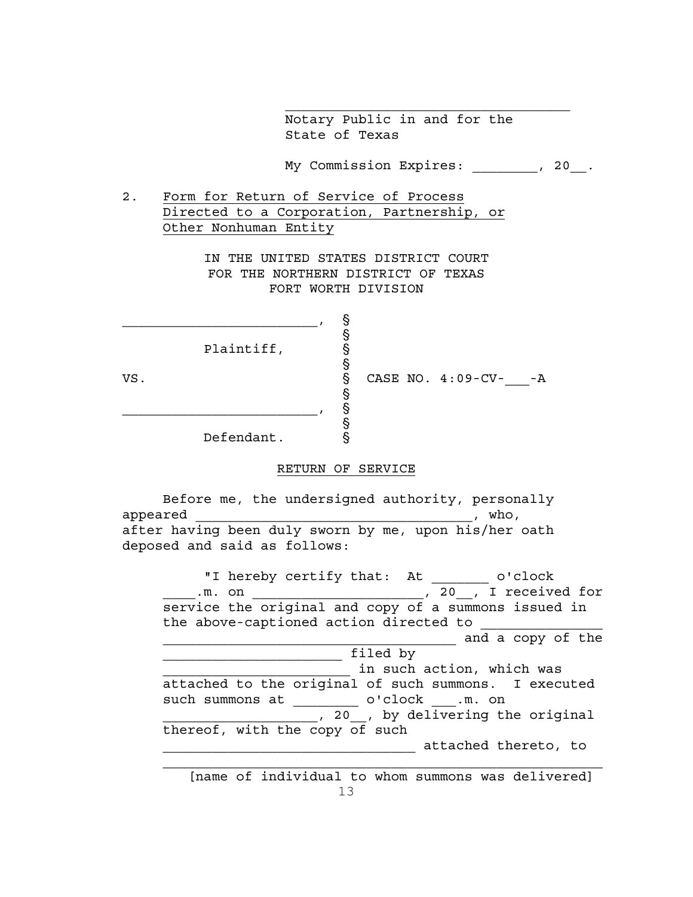\_\_\_\_\_\_\_\_\_\_\_\_\_\_\_\_\_\_\_\_\_\_\_\_\_\_\_\_\_\_\_\_\_\_\_
Notary Public in and for the
State of Texas

My Commission Expires: \_\_\_\_\_\_\_\_, 20\_\_.

2. Form for Return of Service of Process Directed to a Corporation, Partnership, or Other Nonhuman Entity

IN THE UNITED STATES DISTRICT COURT
FOR THE NORTHERN DISTRICT OF TEXAS
FORT WORTH DIVISION

| | | |
|---|---|---|
| \_\_\_\_\_\_\_\_\_\_\_\_\_\_\_\_\_\_\_\_\_\_\_\_, | § | |
| | § | |
| Plaintiff, | § | |
| | § | |
| VS. | § | CASE NO. 4:09-CV-\_\_\_-A |
| | § | |
| \_\_\_\_\_\_\_\_\_\_\_\_\_\_\_\_\_\_\_\_\_\_\_\_, | § | |
| | § | |
| Defendant. | § | |

RETURN OF SERVICE

Before me, the undersigned authority, personally appeared \_\_\_\_\_\_\_\_\_\_\_\_\_\_\_\_\_\_\_\_\_\_\_\_\_\_\_\_\_\_\_\_\_\_\_, who, after having been duly sworn by me, upon his/her oath deposed and said as follows:

> "I hereby certify that: At \_\_\_\_\_\_\_ o'clock \_\_\_\_.m. on \_\_\_\_\_\_\_\_\_\_\_\_\_\_\_\_\_\_\_\_\_\_, 20\_\_, I received for service the original and copy of a summons issued in the above-captioned action directed to \_\_\_\_\_\_\_\_\_\_\_\_\_\_\_\_\_\_\_\_\_\_\_\_\_\_\_\_\_\_\_\_\_\_\_\_\_\_\_\_\_\_\_\_\_\_\_\_\_\_\_\_\_\_ and a copy of the \_\_\_\_\_\_\_\_\_\_\_\_\_\_\_\_\_\_\_\_\_\_ filed by \_\_\_\_\_\_\_\_\_\_\_\_\_\_\_\_\_\_\_\_\_\_\_ in such action, which was attached to the original of such summons. I executed such summons at \_\_\_\_\_\_\_\_ o'clock \_\_\_.m. on \_\_\_\_\_\_\_\_\_\_\_\_\_\_\_\_\_\_\_, 20\_\_, by delivering the original thereof, with the copy of such \_\_\_\_\_\_\_\_\_\_\_\_\_\_\_\_\_\_\_\_\_\_\_\_\_\_\_\_\_\_\_ attached thereto, to
>
> \_\_\_\_\_\_\_\_\_\_\_\_\_\_\_\_\_\_\_\_\_\_\_\_\_\_\_\_\_\_\_\_\_\_\_\_\_\_\_\_\_\_\_\_\_\_\_\_\_\_\_\_\_\_
> [name of individual to whom summons was delivered]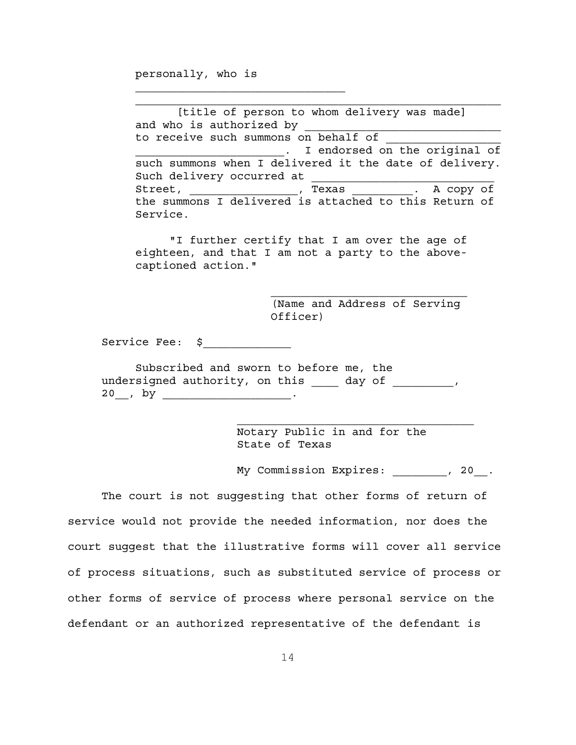personally, who is
\_\_\_\_\_\_\_\_\_\_\_\_\_\_\_\_\_\_\_\_\_\_\_\_\_\_\_\_\_\_\_
\_\_\_\_\_\_\_\_\_\_\_\_\_\_\_\_\_\_\_\_\_\_\_\_\_\_\_\_\_\_\_\_\_\_\_\_\_\_\_\_\_\_\_\_\_\_\_\_\_\_\_\_\_\_
[title of person to whom delivery was made]
and who is authorized by \_\_\_\_\_\_\_\_\_\_\_\_\_\_\_\_\_\_\_\_\_\_\_\_\_\_\_\_\_\_
to receive such summons on behalf of \_\_\_\_\_\_\_\_\_\_\_\_\_\_\_\_\_\_
\_\_\_\_\_\_\_\_\_\_\_\_\_\_\_\_\_\_\_\_\_\_. I endorsed on the original of such summons when I delivered it the date of delivery. Such delivery occurred at \_\_\_\_\_\_\_\_\_\_\_\_\_\_\_\_\_\_\_\_\_\_\_\_\_\_\_ Street, \_\_\_\_\_\_\_\_\_\_\_\_\_\_\_\_, Texas \_\_\_\_\_\_\_\_\_. A copy of the summons I delivered is attached to this Return of Service.

"I further certify that I am over the age of eighteen, and that I am not a party to the above-captioned action."

\_\_\_\_\_\_\_\_\_\_\_\_\_\_\_\_\_\_\_\_\_\_\_\_\_\_\_\_\_\_\_
(Name and Address of Serving Officer)

Service Fee: $\_\_\_\_\_\_\_\_\_\_\_\_\_

Subscribed and sworn to before me, the undersigned authority, on this \_\_\_\_ day of \_\_\_\_\_\_\_\_\_, 20\_\_, by \_\_\_\_\_\_\_\_\_\_\_\_\_\_\_\_\_\_\_.

\_\_\_\_\_\_\_\_\_\_\_\_\_\_\_\_\_\_\_\_\_\_\_\_\_\_\_\_\_\_\_\_\_\_\_\_\_
Notary Public in and for the State of Texas

My Commission Expires: \_\_\_\_\_\_\_\_, 20\_\_.

The court is not suggesting that other forms of return of service would not provide the needed information, nor does the court suggest that the illustrative forms will cover all service of process situations, such as substituted service of process or other forms of service of process where personal service on the defendant or an authorized representative of the defendant is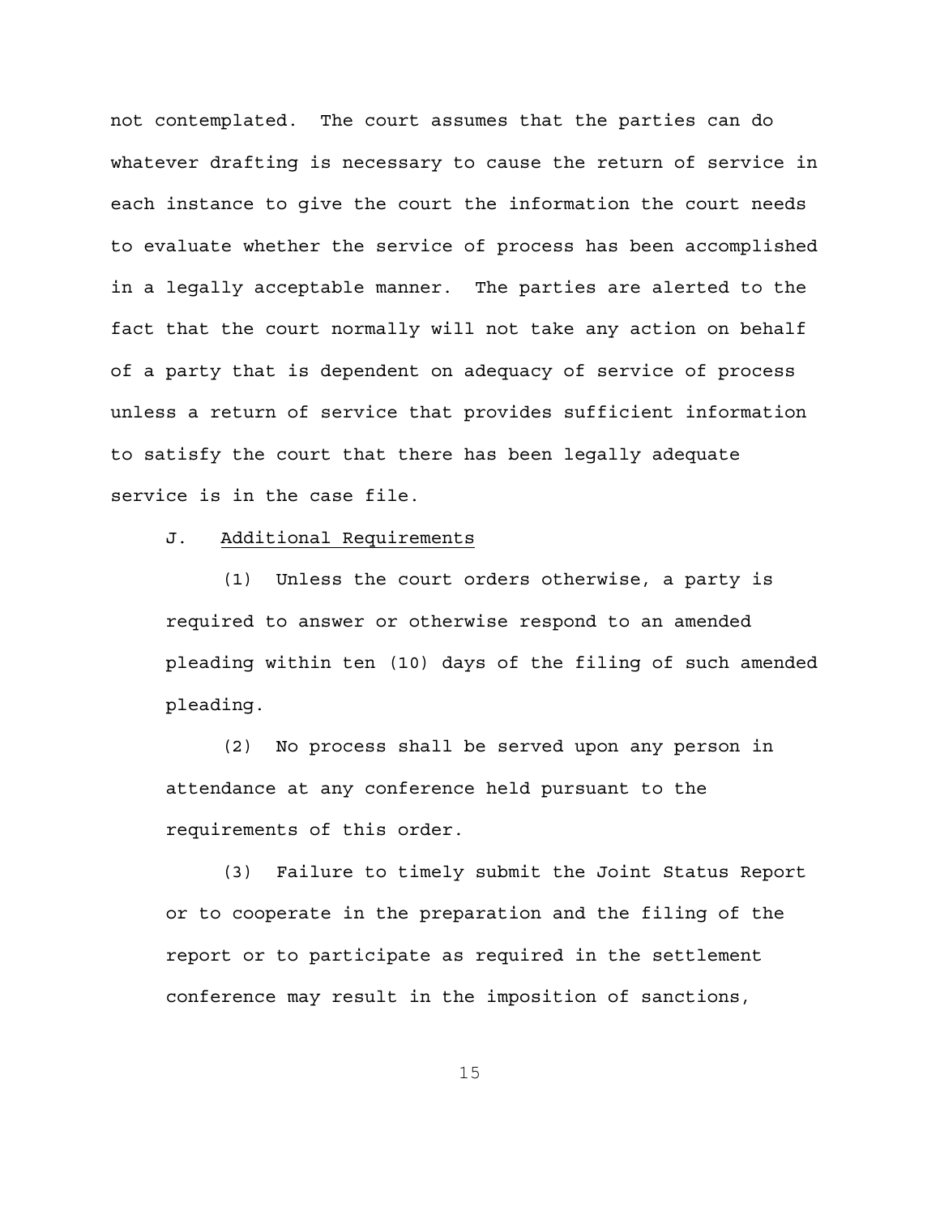not contemplated. The court assumes that the parties can do whatever drafting is necessary to cause the return of service in each instance to give the court the information the court needs to evaluate whether the service of process has been accomplished in a legally acceptable manner. The parties are alerted to the fact that the court normally will not take any action on behalf of a party that is dependent on adequacy of service of process unless a return of service that provides sufficient information to satisfy the court that there has been legally adequate service is in the case file.

J. <u>Additional Requirements</u>

(1) Unless the court orders otherwise, a party is required to answer or otherwise respond to an amended pleading within ten (10) days of the filing of such amended pleading.

(2) No process shall be served upon any person in attendance at any conference held pursuant to the requirements of this order.

(3) Failure to timely submit the Joint Status Report or to cooperate in the preparation and the filing of the report or to participate as required in the settlement conference may result in the imposition of sanctions,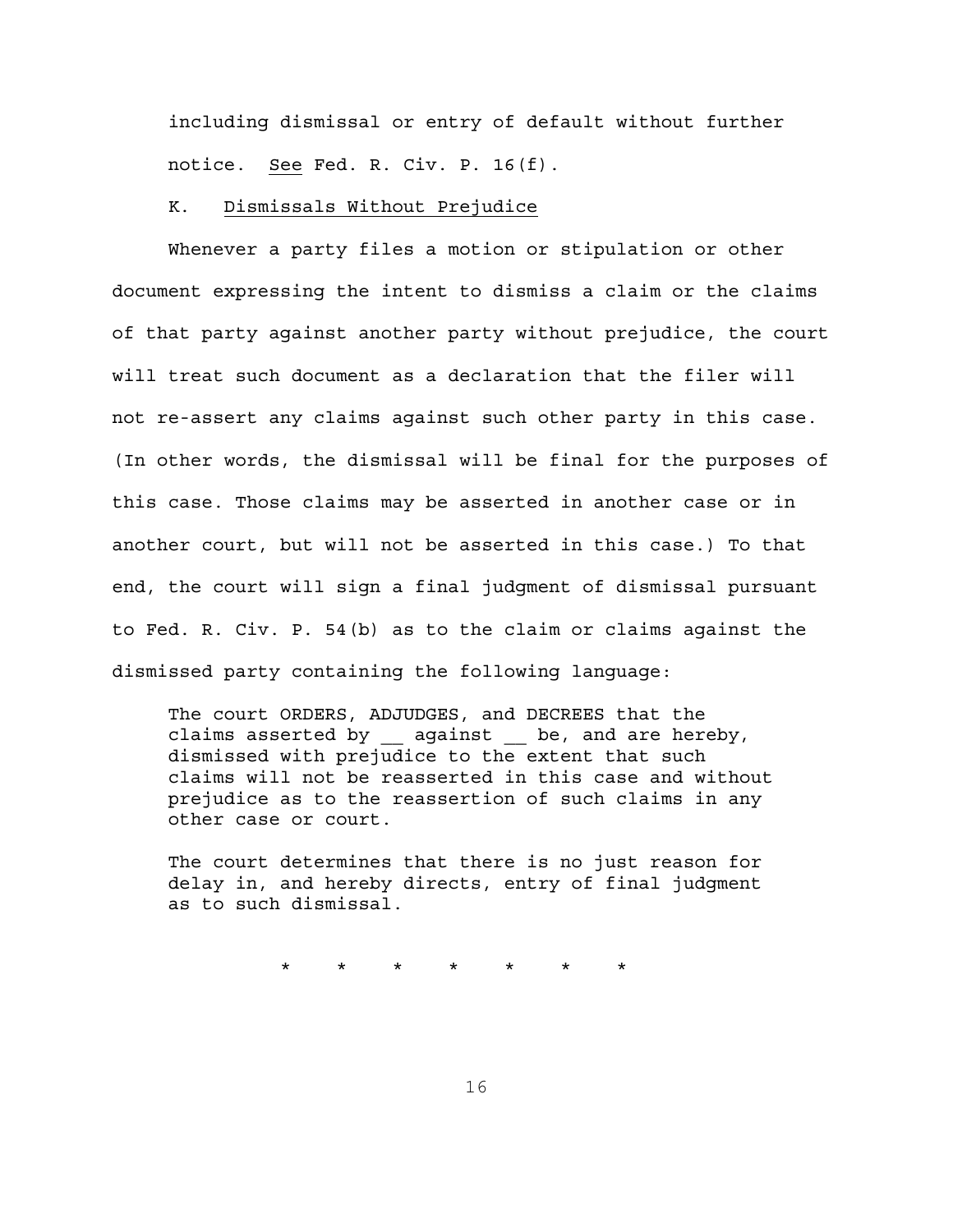including dismissal or entry of default without further notice. <u>See</u> Fed. R. Civ. P. 16(f).

K. <u>Dismissals Without Prejudice</u>

Whenever a party files a motion or stipulation or other document expressing the intent to dismiss a claim or the claims of that party against another party without prejudice, the court will treat such document as a declaration that the filer will not re-assert any claims against such other party in this case. (In other words, the dismissal will be final for the purposes of this case. Those claims may be asserted in another case or in another court, but will not be asserted in this case.) To that end, the court will sign a final judgment of dismissal pursuant to Fed. R. Civ. P. 54(b) as to the claim or claims against the dismissed party containing the following language:

> The court ORDERS, ADJUDGES, and DECREES that the claims asserted by __ against __ be, and are hereby, dismissed with prejudice to the extent that such claims will not be reasserted in this case and without prejudice as to the reassertion of such claims in any other case or court.
>
> The court determines that there is no just reason for delay in, and hereby directs, entry of final judgment as to such dismissal.

\* \* \* \* \* \* \*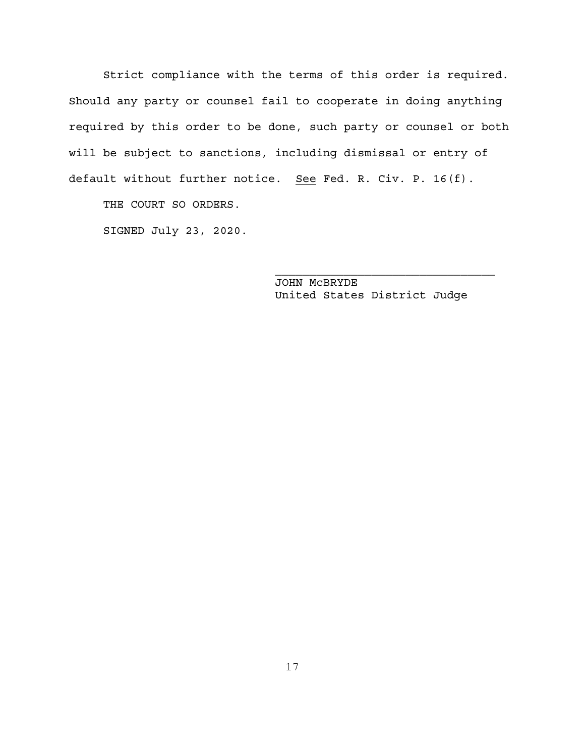Strict compliance with the terms of this order is required. Should any party or counsel fail to cooperate in doing anything required by this order to be done, such party or counsel or both will be subject to sanctions, including dismissal or entry of default without further notice. See Fed. R. Civ. P. 16(f).

THE COURT SO ORDERS.

SIGNED July 23, 2020.

JOHN McBRYDE
United States District Judge